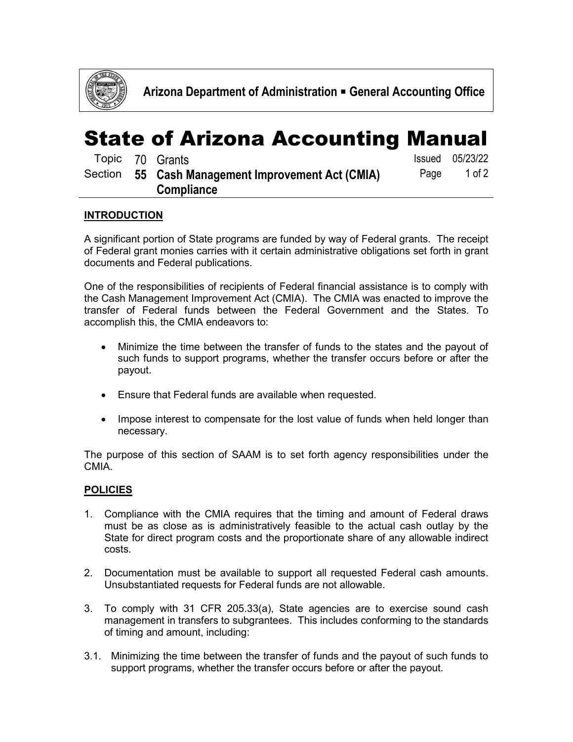Arizona Department of Administration ▪ General Accounting Office

# State of Arizona Accounting Manual

Topic 70 Grants

Section **55 Cash Management Improvement Act (CMIA) Compliance**

Issued 05/23/22

## INTRODUCTION

A significant portion of State programs are funded by way of Federal grants. The receipt of Federal grant monies carries with it certain administrative obligations set forth in grant documents and Federal publications.

One of the responsibilities of recipients of Federal financial assistance is to comply with the Cash Management Improvement Act (CMIA). The CMIA was enacted to improve the transfer of Federal funds between the Federal Government and the States. To accomplish this, the CMIA endeavors to:

- Minimize the time between the transfer of funds to the states and the payout of such funds to support programs, whether the transfer occurs before or after the payout.
- Ensure that Federal funds are available when requested.
- Impose interest to compensate for the lost value of funds when held longer than necessary.

The purpose of this section of SAAM is to set forth agency responsibilities under the CMIA.

## POLICIES

1. Compliance with the CMIA requires that the timing and amount of Federal draws must be as close as is administratively feasible to the actual cash outlay by the State for direct program costs and the proportionate share of any allowable indirect costs.

2. Documentation must be available to support all requested Federal cash amounts. Unsubstantiated requests for Federal funds are not allowable.

3. To comply with 31 CFR 205.33(a), State agencies are to exercise sound cash management in transfers to subgrantees. This includes conforming to the standards of timing and amount, including:

3.1. Minimizing the time between the transfer of funds and the payout of such funds to support programs, whether the transfer occurs before or after the payout.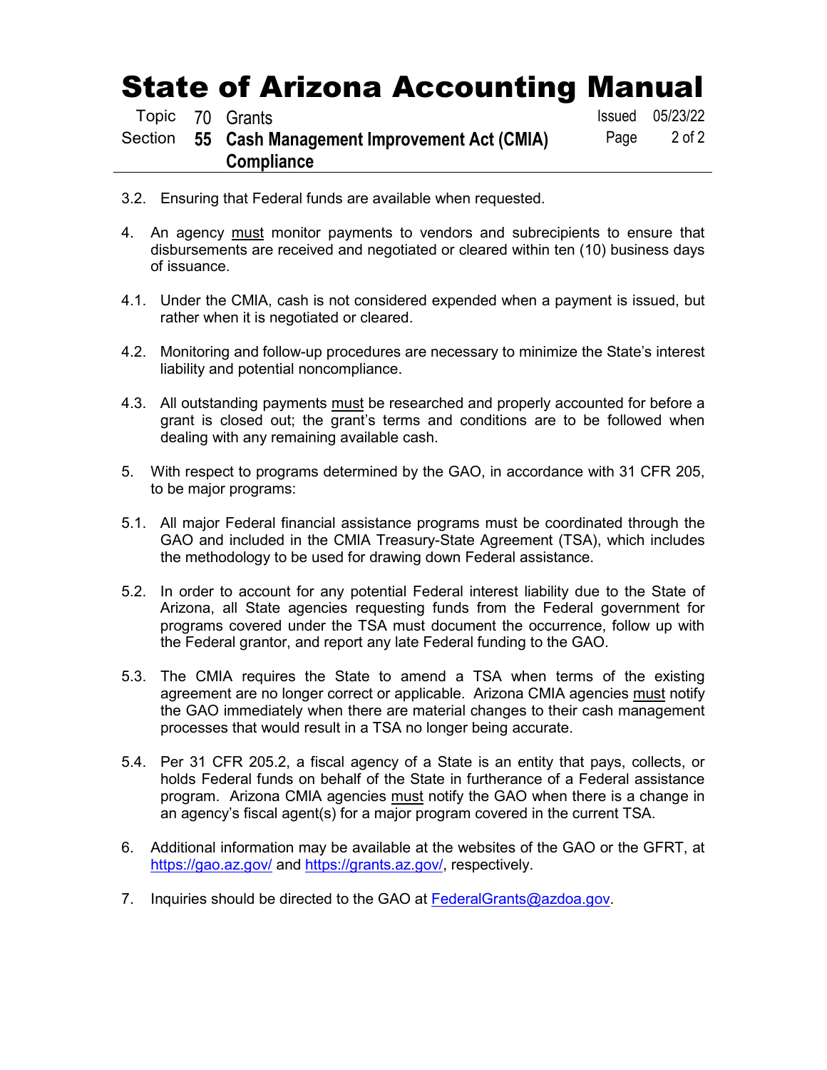3.2. Ensuring that Federal funds are available when requested.

4. An agency must monitor payments to vendors and subrecipients to ensure that disbursements are received and negotiated or cleared within ten (10) business days of issuance.

4.1. Under the CMIA, cash is not considered expended when a payment is issued, but rather when it is negotiated or cleared.

4.2. Monitoring and follow-up procedures are necessary to minimize the State's interest liability and potential noncompliance.

4.3. All outstanding payments must be researched and properly accounted for before a grant is closed out; the grant's terms and conditions are to be followed when dealing with any remaining available cash.

5. With respect to programs determined by the GAO, in accordance with 31 CFR 205, to be major programs:

5.1. All major Federal financial assistance programs must be coordinated through the GAO and included in the CMIA Treasury-State Agreement (TSA), which includes the methodology to be used for drawing down Federal assistance.

5.2. In order to account for any potential Federal interest liability due to the State of Arizona, all State agencies requesting funds from the Federal government for programs covered under the TSA must document the occurrence, follow up with the Federal grantor, and report any late Federal funding to the GAO.

5.3. The CMIA requires the State to amend a TSA when terms of the existing agreement are no longer correct or applicable. Arizona CMIA agencies must notify the GAO immediately when there are material changes to their cash management processes that would result in a TSA no longer being accurate.

5.4. Per 31 CFR 205.2, a fiscal agency of a State is an entity that pays, collects, or holds Federal funds on behalf of the State in furtherance of a Federal assistance program. Arizona CMIA agencies must notify the GAO when there is a change in an agency's fiscal agent(s) for a major program covered in the current TSA.

6. Additional information may be available at the websites of the GAO or the GFRT, at https://gao.az.gov/ and https://grants.az.gov/, respectively.

7. Inquiries should be directed to the GAO at FederalGrants@azdoa.gov.